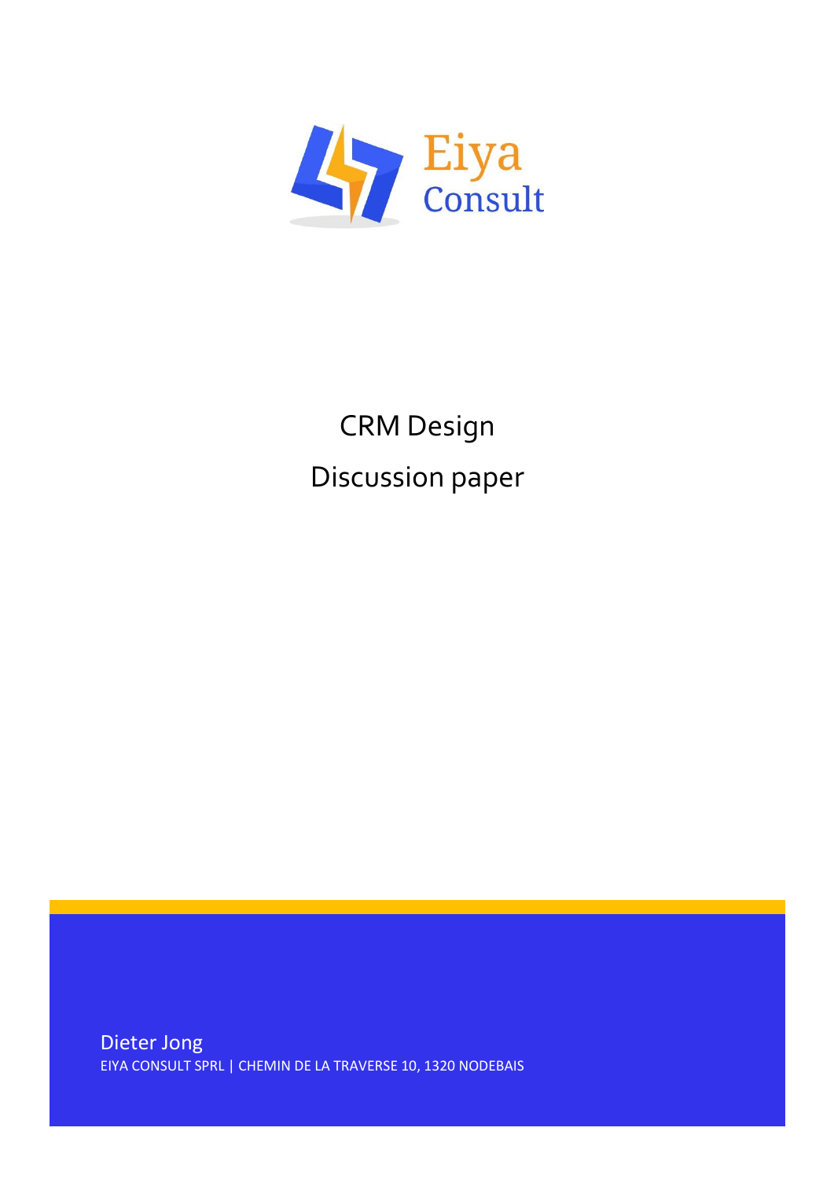Eiya Consult

# CRM Design

## Discussion paper

Dieter Jong

EIYA CONSULT SPRL | CHEMIN DE LA TRAVERSE 10, 1320 NODEBAIS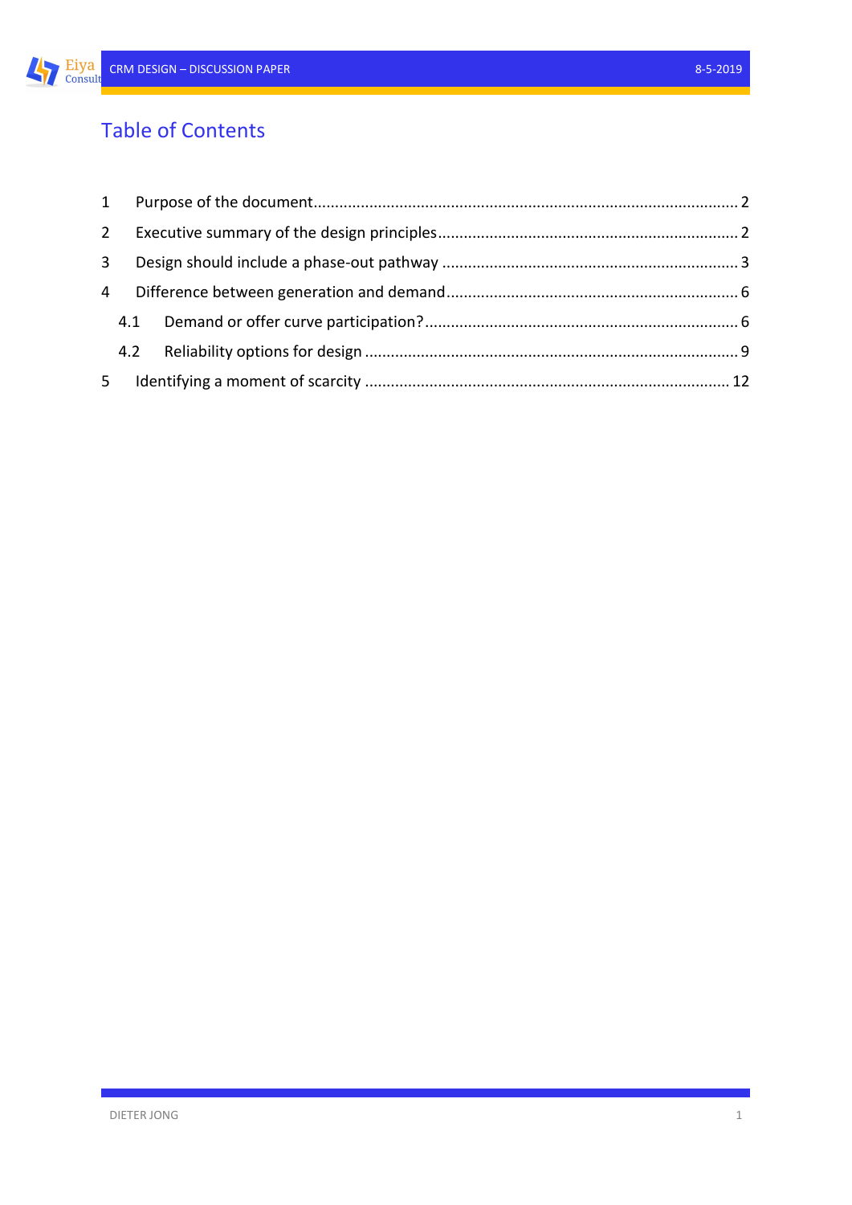# Table of Contents

1 Purpose of the document ........ 2

2 Executive summary of the design principles ........ 2

3 Design should include a phase-out pathway ........ 3

4 Difference between generation and demand ........ 6

4.1 Demand or offer curve participation? ........ 6

4.2 Reliability options for design ........ 9

5 Identifying a moment of scarcity ........ 12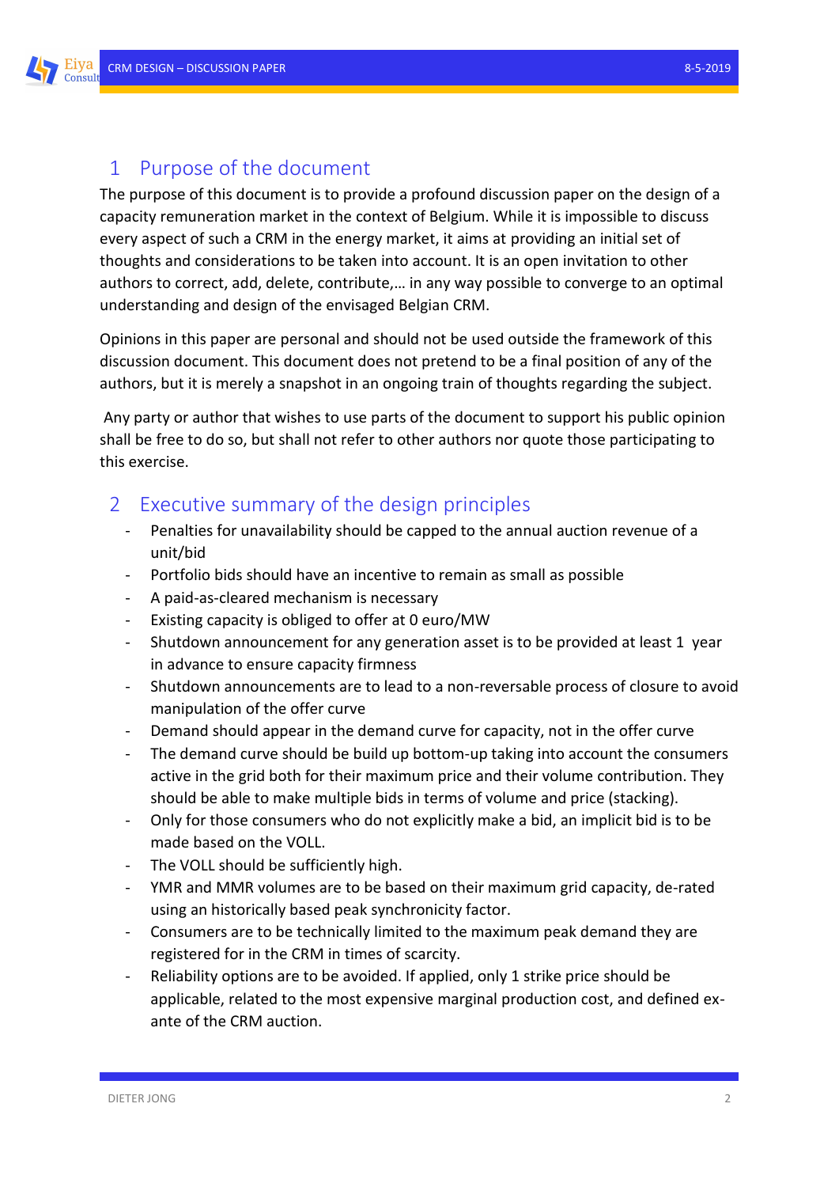# 1 Purpose of the document

The purpose of this document is to provide a profound discussion paper on the design of a capacity remuneration market in the context of Belgium. While it is impossible to discuss every aspect of such a CRM in the energy market, it aims at providing an initial set of thoughts and considerations to be taken into account. It is an open invitation to other authors to correct, add, delete, contribute,… in any way possible to converge to an optimal understanding and design of the envisaged Belgian CRM.

Opinions in this paper are personal and should not be used outside the framework of this discussion document. This document does not pretend to be a final position of any of the authors, but it is merely a snapshot in an ongoing train of thoughts regarding the subject.

Any party or author that wishes to use parts of the document to support his public opinion shall be free to do so, but shall not refer to other authors nor quote those participating to this exercise.

# 2 Executive summary of the design principles

- Penalties for unavailability should be capped to the annual auction revenue of a unit/bid
- Portfolio bids should have an incentive to remain as small as possible
- A paid-as-cleared mechanism is necessary
- Existing capacity is obliged to offer at 0 euro/MW
- Shutdown announcement for any generation asset is to be provided at least 1 year in advance to ensure capacity firmness
- Shutdown announcements are to lead to a non-reversable process of closure to avoid manipulation of the offer curve
- Demand should appear in the demand curve for capacity, not in the offer curve
- The demand curve should be build up bottom-up taking into account the consumers active in the grid both for their maximum price and their volume contribution. They should be able to make multiple bids in terms of volume and price (stacking).
- Only for those consumers who do not explicitly make a bid, an implicit bid is to be made based on the VOLL.
- The VOLL should be sufficiently high.
- YMR and MMR volumes are to be based on their maximum grid capacity, de-rated using an historically based peak synchronicity factor.
- Consumers are to be technically limited to the maximum peak demand they are registered for in the CRM in times of scarcity.
- Reliability options are to be avoided. If applied, only 1 strike price should be applicable, related to the most expensive marginal production cost, and defined ex-ante of the CRM auction.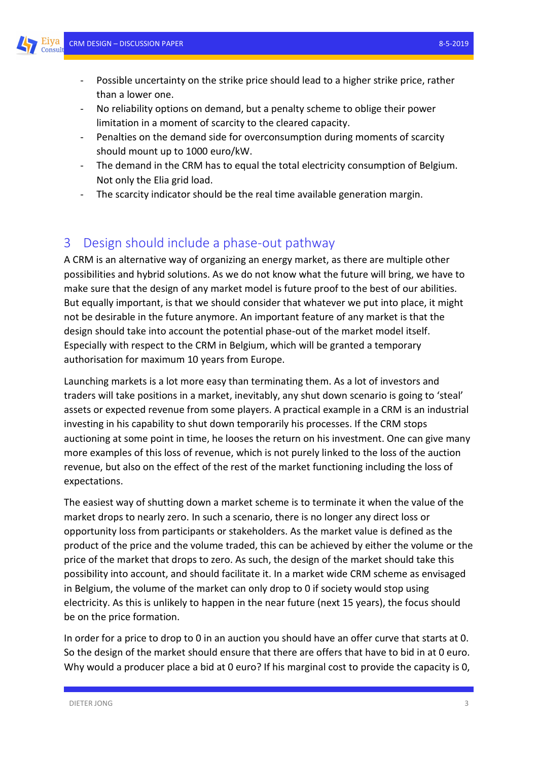- Possible uncertainty on the strike price should lead to a higher strike price, rather than a lower one.
- No reliability options on demand, but a penalty scheme to oblige their power limitation in a moment of scarcity to the cleared capacity.
- Penalties on the demand side for overconsumption during moments of scarcity should mount up to 1000 euro/kW.
- The demand in the CRM has to equal the total electricity consumption of Belgium. Not only the Elia grid load.
- The scarcity indicator should be the real time available generation margin.

# 3 Design should include a phase-out pathway

A CRM is an alternative way of organizing an energy market, as there are multiple other possibilities and hybrid solutions. As we do not know what the future will bring, we have to make sure that the design of any market model is future proof to the best of our abilities. But equally important, is that we should consider that whatever we put into place, it might not be desirable in the future anymore. An important feature of any market is that the design should take into account the potential phase-out of the market model itself. Especially with respect to the CRM in Belgium, which will be granted a temporary authorisation for maximum 10 years from Europe.

Launching markets is a lot more easy than terminating them. As a lot of investors and traders will take positions in a market, inevitably, any shut down scenario is going to 'steal' assets or expected revenue from some players. A practical example in a CRM is an industrial investing in his capability to shut down temporarily his processes. If the CRM stops auctioning at some point in time, he looses the return on his investment. One can give many more examples of this loss of revenue, which is not purely linked to the loss of the auction revenue, but also on the effect of the rest of the market functioning including the loss of expectations.

The easiest way of shutting down a market scheme is to terminate it when the value of the market drops to nearly zero. In such a scenario, there is no longer any direct loss or opportunity loss from participants or stakeholders. As the market value is defined as the product of the price and the volume traded, this can be achieved by either the volume or the price of the market that drops to zero. As such, the design of the market should take this possibility into account, and should facilitate it. In a market wide CRM scheme as envisaged in Belgium, the volume of the market can only drop to 0 if society would stop using electricity. As this is unlikely to happen in the near future (next 15 years), the focus should be on the price formation.

In order for a price to drop to 0 in an auction you should have an offer curve that starts at 0. So the design of the market should ensure that there are offers that have to bid in at 0 euro. Why would a producer place a bid at 0 euro? If his marginal cost to provide the capacity is 0,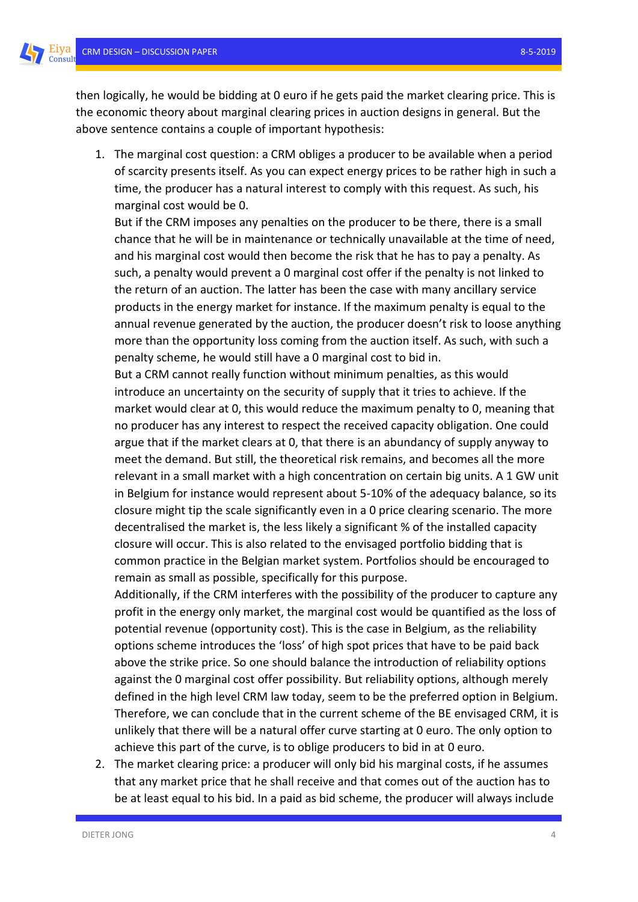then logically, he would be bidding at 0 euro if he gets paid the market clearing price. This is the economic theory about marginal clearing prices in auction designs in general. But the above sentence contains a couple of important hypothesis:

1. The marginal cost question: a CRM obliges a producer to be available when a period of scarcity presents itself. As you can expect energy prices to be rather high in such a time, the producer has a natural interest to comply with this request. As such, his marginal cost would be 0.
   But if the CRM imposes any penalties on the producer to be there, there is a small chance that he will be in maintenance or technically unavailable at the time of need, and his marginal cost would then become the risk that he has to pay a penalty. As such, a penalty would prevent a 0 marginal cost offer if the penalty is not linked to the return of an auction. The latter has been the case with many ancillary service products in the energy market for instance. If the maximum penalty is equal to the annual revenue generated by the auction, the producer doesn't risk to loose anything more than the opportunity loss coming from the auction itself. As such, with such a penalty scheme, he would still have a 0 marginal cost to bid in.
   But a CRM cannot really function without minimum penalties, as this would introduce an uncertainty on the security of supply that it tries to achieve. If the market would clear at 0, this would reduce the maximum penalty to 0, meaning that no producer has any interest to respect the received capacity obligation. One could argue that if the market clears at 0, that there is an abundancy of supply anyway to meet the demand. But still, the theoretical risk remains, and becomes all the more relevant in a small market with a high concentration on certain big units. A 1 GW unit in Belgium for instance would represent about 5-10% of the adequacy balance, so its closure might tip the scale significantly even in a 0 price clearing scenario. The more decentralised the market is, the less likely a significant % of the installed capacity closure will occur. This is also related to the envisaged portfolio bidding that is common practice in the Belgian market system. Portfolios should be encouraged to remain as small as possible, specifically for this purpose.
   Additionally, if the CRM interferes with the possibility of the producer to capture any profit in the energy only market, the marginal cost would be quantified as the loss of potential revenue (opportunity cost). This is the case in Belgium, as the reliability options scheme introduces the 'loss' of high spot prices that have to be paid back above the strike price. So one should balance the introduction of reliability options against the 0 marginal cost offer possibility. But reliability options, although merely defined in the high level CRM law today, seem to be the preferred option in Belgium. Therefore, we can conclude that in the current scheme of the BE envisaged CRM, it is unlikely that there will be a natural offer curve starting at 0 euro. The only option to achieve this part of the curve, is to oblige producers to bid in at 0 euro.
2. The market clearing price: a producer will only bid his marginal costs, if he assumes that any market price that he shall receive and that comes out of the auction has to be at least equal to his bid. In a paid as bid scheme, the producer will always include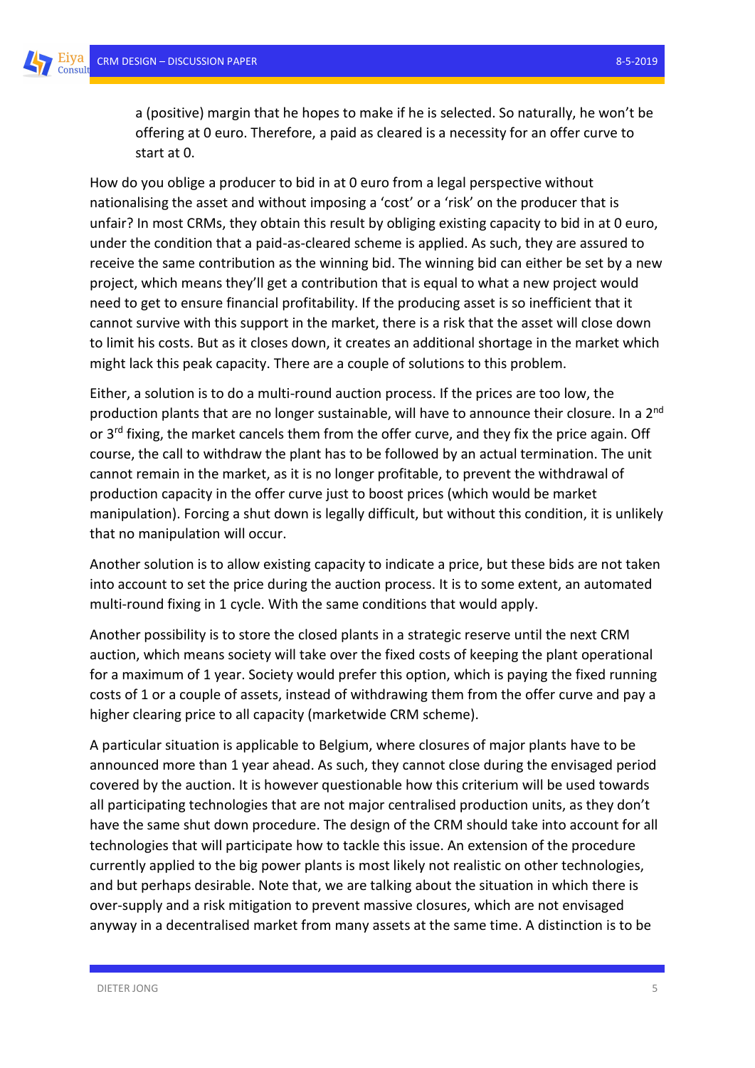a (positive) margin that he hopes to make if he is selected. So naturally, he won't be offering at 0 euro. Therefore, a paid as cleared is a necessity for an offer curve to start at 0.

How do you oblige a producer to bid in at 0 euro from a legal perspective without nationalising the asset and without imposing a 'cost' or a 'risk' on the producer that is unfair? In most CRMs, they obtain this result by obliging existing capacity to bid in at 0 euro, under the condition that a paid-as-cleared scheme is applied. As such, they are assured to receive the same contribution as the winning bid. The winning bid can either be set by a new project, which means they'll get a contribution that is equal to what a new project would need to get to ensure financial profitability. If the producing asset is so inefficient that it cannot survive with this support in the market, there is a risk that the asset will close down to limit his costs. But as it closes down, it creates an additional shortage in the market which might lack this peak capacity. There are a couple of solutions to this problem.

Either, a solution is to do a multi-round auction process. If the prices are too low, the production plants that are no longer sustainable, will have to announce their closure. In a 2nd or 3rd fixing, the market cancels them from the offer curve, and they fix the price again. Off course, the call to withdraw the plant has to be followed by an actual termination. The unit cannot remain in the market, as it is no longer profitable, to prevent the withdrawal of production capacity in the offer curve just to boost prices (which would be market manipulation). Forcing a shut down is legally difficult, but without this condition, it is unlikely that no manipulation will occur.

Another solution is to allow existing capacity to indicate a price, but these bids are not taken into account to set the price during the auction process. It is to some extent, an automated multi-round fixing in 1 cycle. With the same conditions that would apply.

Another possibility is to store the closed plants in a strategic reserve until the next CRM auction, which means society will take over the fixed costs of keeping the plant operational for a maximum of 1 year. Society would prefer this option, which is paying the fixed running costs of 1 or a couple of assets, instead of withdrawing them from the offer curve and pay a higher clearing price to all capacity (marketwide CRM scheme).

A particular situation is applicable to Belgium, where closures of major plants have to be announced more than 1 year ahead. As such, they cannot close during the envisaged period covered by the auction. It is however questionable how this criterium will be used towards all participating technologies that are not major centralised production units, as they don't have the same shut down procedure. The design of the CRM should take into account for all technologies that will participate how to tackle this issue. An extension of the procedure currently applied to the big power plants is most likely not realistic on other technologies, and but perhaps desirable. Note that, we are talking about the situation in which there is over-supply and a risk mitigation to prevent massive closures, which are not envisaged anyway in a decentralised market from many assets at the same time. A distinction is to be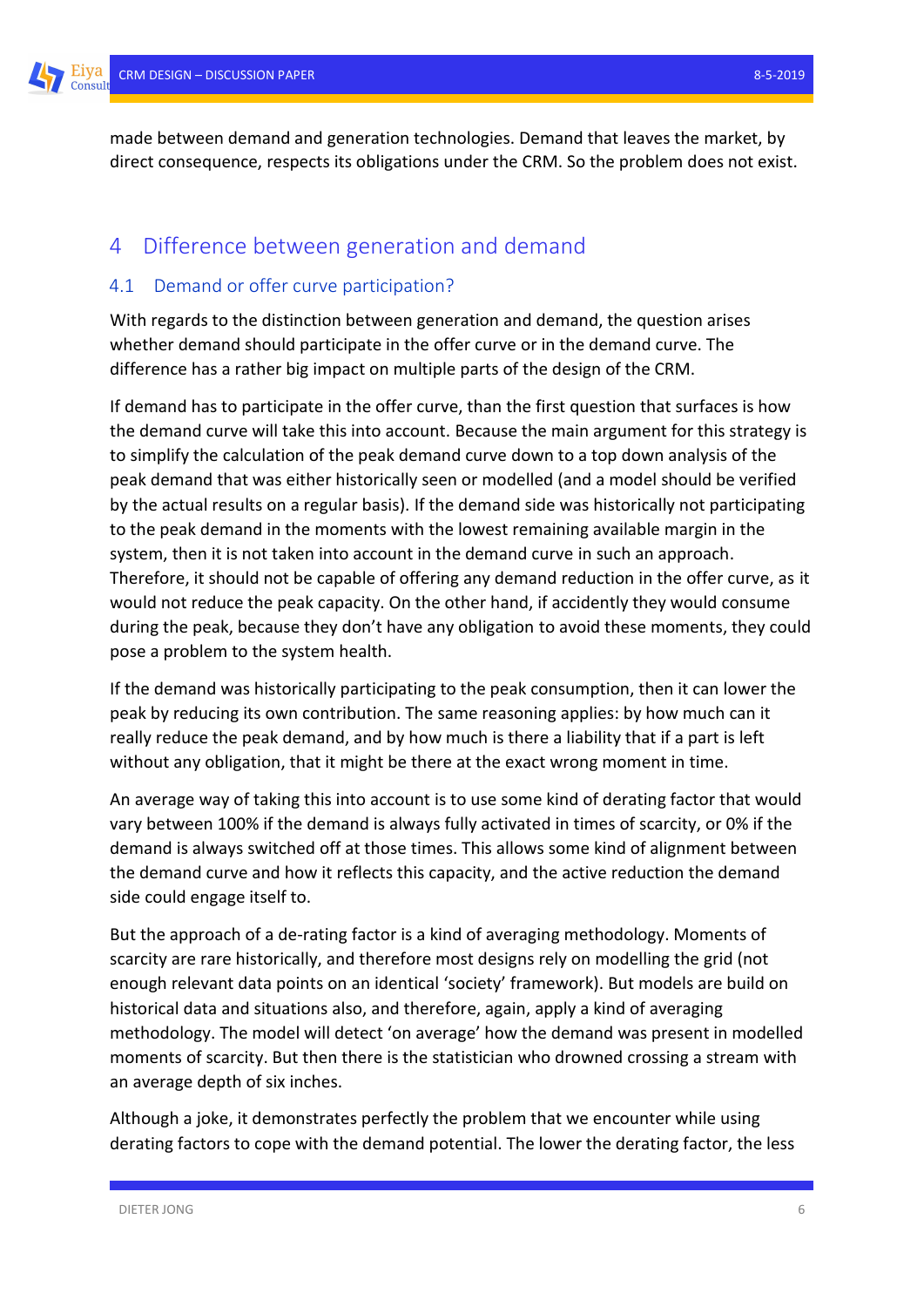made between demand and generation technologies. Demand that leaves the market, by direct consequence, respects its obligations under the CRM. So the problem does not exist.

# 4 Difference between generation and demand

## 4.1 Demand or offer curve participation?

With regards to the distinction between generation and demand, the question arises whether demand should participate in the offer curve or in the demand curve. The difference has a rather big impact on multiple parts of the design of the CRM.

If demand has to participate in the offer curve, than the first question that surfaces is how the demand curve will take this into account. Because the main argument for this strategy is to simplify the calculation of the peak demand curve down to a top down analysis of the peak demand that was either historically seen or modelled (and a model should be verified by the actual results on a regular basis). If the demand side was historically not participating to the peak demand in the moments with the lowest remaining available margin in the system, then it is not taken into account in the demand curve in such an approach. Therefore, it should not be capable of offering any demand reduction in the offer curve, as it would not reduce the peak capacity. On the other hand, if accidently they would consume during the peak, because they don't have any obligation to avoid these moments, they could pose a problem to the system health.

If the demand was historically participating to the peak consumption, then it can lower the peak by reducing its own contribution. The same reasoning applies: by how much can it really reduce the peak demand, and by how much is there a liability that if a part is left without any obligation, that it might be there at the exact wrong moment in time.

An average way of taking this into account is to use some kind of derating factor that would vary between 100% if the demand is always fully activated in times of scarcity, or 0% if the demand is always switched off at those times. This allows some kind of alignment between the demand curve and how it reflects this capacity, and the active reduction the demand side could engage itself to.

But the approach of a de-rating factor is a kind of averaging methodology. Moments of scarcity are rare historically, and therefore most designs rely on modelling the grid (not enough relevant data points on an identical 'society' framework). But models are build on historical data and situations also, and therefore, again, apply a kind of averaging methodology. The model will detect 'on average' how the demand was present in modelled moments of scarcity. But then there is the statistician who drowned crossing a stream with an average depth of six inches.

Although a joke, it demonstrates perfectly the problem that we encounter while using derating factors to cope with the demand potential. The lower the derating factor, the less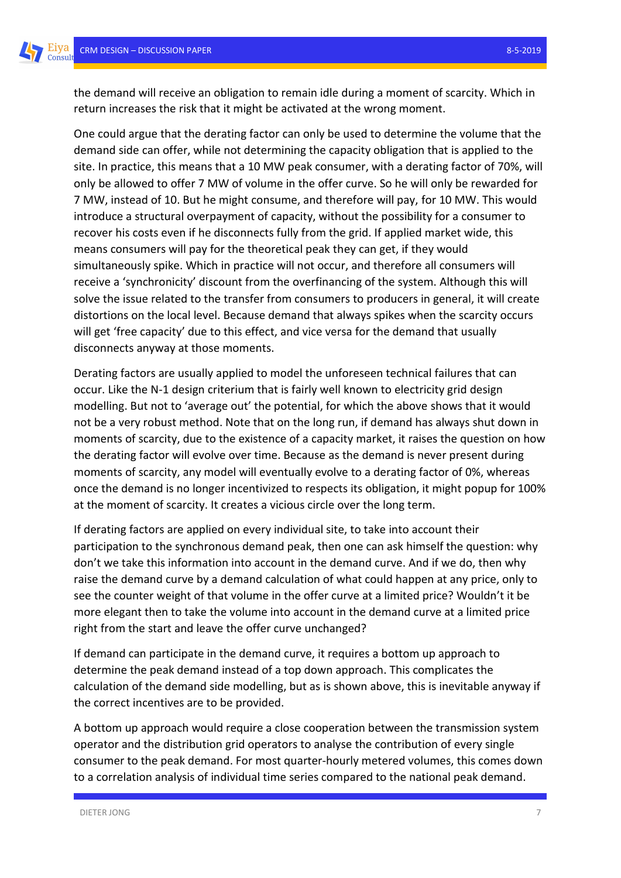the demand will receive an obligation to remain idle during a moment of scarcity. Which in return increases the risk that it might be activated at the wrong moment.

One could argue that the derating factor can only be used to determine the volume that the demand side can offer, while not determining the capacity obligation that is applied to the site. In practice, this means that a 10 MW peak consumer, with a derating factor of 70%, will only be allowed to offer 7 MW of volume in the offer curve. So he will only be rewarded for 7 MW, instead of 10. But he might consume, and therefore will pay, for 10 MW. This would introduce a structural overpayment of capacity, without the possibility for a consumer to recover his costs even if he disconnects fully from the grid. If applied market wide, this means consumers will pay for the theoretical peak they can get, if they would simultaneously spike. Which in practice will not occur, and therefore all consumers will receive a 'synchronicity' discount from the overfinancing of the system. Although this will solve the issue related to the transfer from consumers to producers in general, it will create distortions on the local level. Because demand that always spikes when the scarcity occurs will get 'free capacity' due to this effect, and vice versa for the demand that usually disconnects anyway at those moments.

Derating factors are usually applied to model the unforeseen technical failures that can occur. Like the N-1 design criterium that is fairly well known to electricity grid design modelling. But not to 'average out' the potential, for which the above shows that it would not be a very robust method. Note that on the long run, if demand has always shut down in moments of scarcity, due to the existence of a capacity market, it raises the question on how the derating factor will evolve over time. Because as the demand is never present during moments of scarcity, any model will eventually evolve to a derating factor of 0%, whereas once the demand is no longer incentivized to respects its obligation, it might popup for 100% at the moment of scarcity. It creates a vicious circle over the long term.

If derating factors are applied on every individual site, to take into account their participation to the synchronous demand peak, then one can ask himself the question: why don't we take this information into account in the demand curve. And if we do, then why raise the demand curve by a demand calculation of what could happen at any price, only to see the counter weight of that volume in the offer curve at a limited price? Wouldn't it be more elegant then to take the volume into account in the demand curve at a limited price right from the start and leave the offer curve unchanged?

If demand can participate in the demand curve, it requires a bottom up approach to determine the peak demand instead of a top down approach. This complicates the calculation of the demand side modelling, but as is shown above, this is inevitable anyway if the correct incentives are to be provided.

A bottom up approach would require a close cooperation between the transmission system operator and the distribution grid operators to analyse the contribution of every single consumer to the peak demand. For most quarter-hourly metered volumes, this comes down to a correlation analysis of individual time series compared to the national peak demand.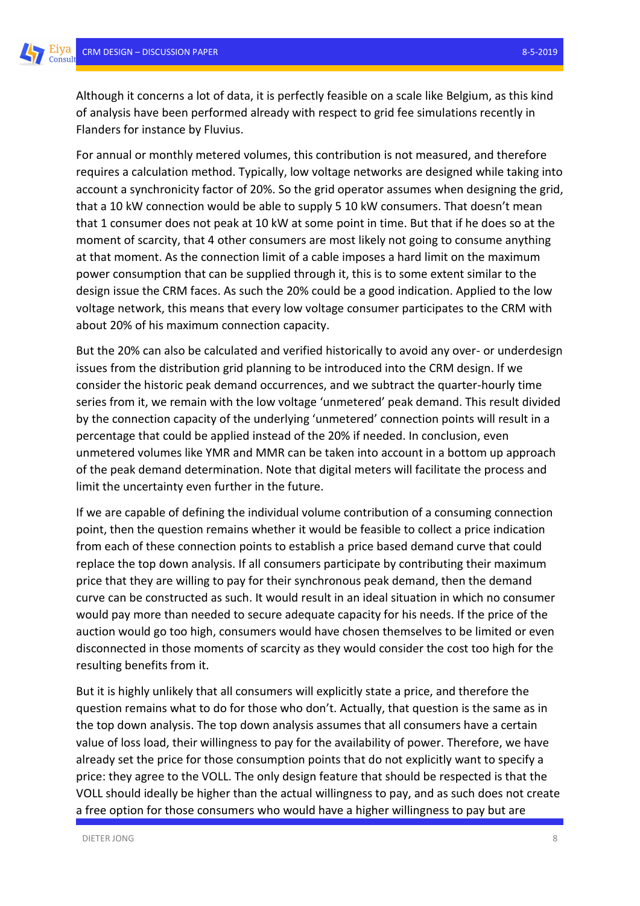Although it concerns a lot of data, it is perfectly feasible on a scale like Belgium, as this kind of analysis have been performed already with respect to grid fee simulations recently in Flanders for instance by Fluvius.

For annual or monthly metered volumes, this contribution is not measured, and therefore requires a calculation method. Typically, low voltage networks are designed while taking into account a synchronicity factor of 20%. So the grid operator assumes when designing the grid, that a 10 kW connection would be able to supply 5 10 kW consumers. That doesn't mean that 1 consumer does not peak at 10 kW at some point in time. But that if he does so at the moment of scarcity, that 4 other consumers are most likely not going to consume anything at that moment. As the connection limit of a cable imposes a hard limit on the maximum power consumption that can be supplied through it, this is to some extent similar to the design issue the CRM faces. As such the 20% could be a good indication. Applied to the low voltage network, this means that every low voltage consumer participates to the CRM with about 20% of his maximum connection capacity.

But the 20% can also be calculated and verified historically to avoid any over- or underdesign issues from the distribution grid planning to be introduced into the CRM design. If we consider the historic peak demand occurrences, and we subtract the quarter-hourly time series from it, we remain with the low voltage 'unmetered' peak demand. This result divided by the connection capacity of the underlying 'unmetered' connection points will result in a percentage that could be applied instead of the 20% if needed. In conclusion, even unmetered volumes like YMR and MMR can be taken into account in a bottom up approach of the peak demand determination. Note that digital meters will facilitate the process and limit the uncertainty even further in the future.

If we are capable of defining the individual volume contribution of a consuming connection point, then the question remains whether it would be feasible to collect a price indication from each of these connection points to establish a price based demand curve that could replace the top down analysis. If all consumers participate by contributing their maximum price that they are willing to pay for their synchronous peak demand, then the demand curve can be constructed as such. It would result in an ideal situation in which no consumer would pay more than needed to secure adequate capacity for his needs. If the price of the auction would go too high, consumers would have chosen themselves to be limited or even disconnected in those moments of scarcity as they would consider the cost too high for the resulting benefits from it.

But it is highly unlikely that all consumers will explicitly state a price, and therefore the question remains what to do for those who don't. Actually, that question is the same as in the top down analysis. The top down analysis assumes that all consumers have a certain value of loss load, their willingness to pay for the availability of power. Therefore, we have already set the price for those consumption points that do not explicitly want to specify a price: they agree to the VOLL. The only design feature that should be respected is that the VOLL should ideally be higher than the actual willingness to pay, and as such does not create a free option for those consumers who would have a higher willingness to pay but are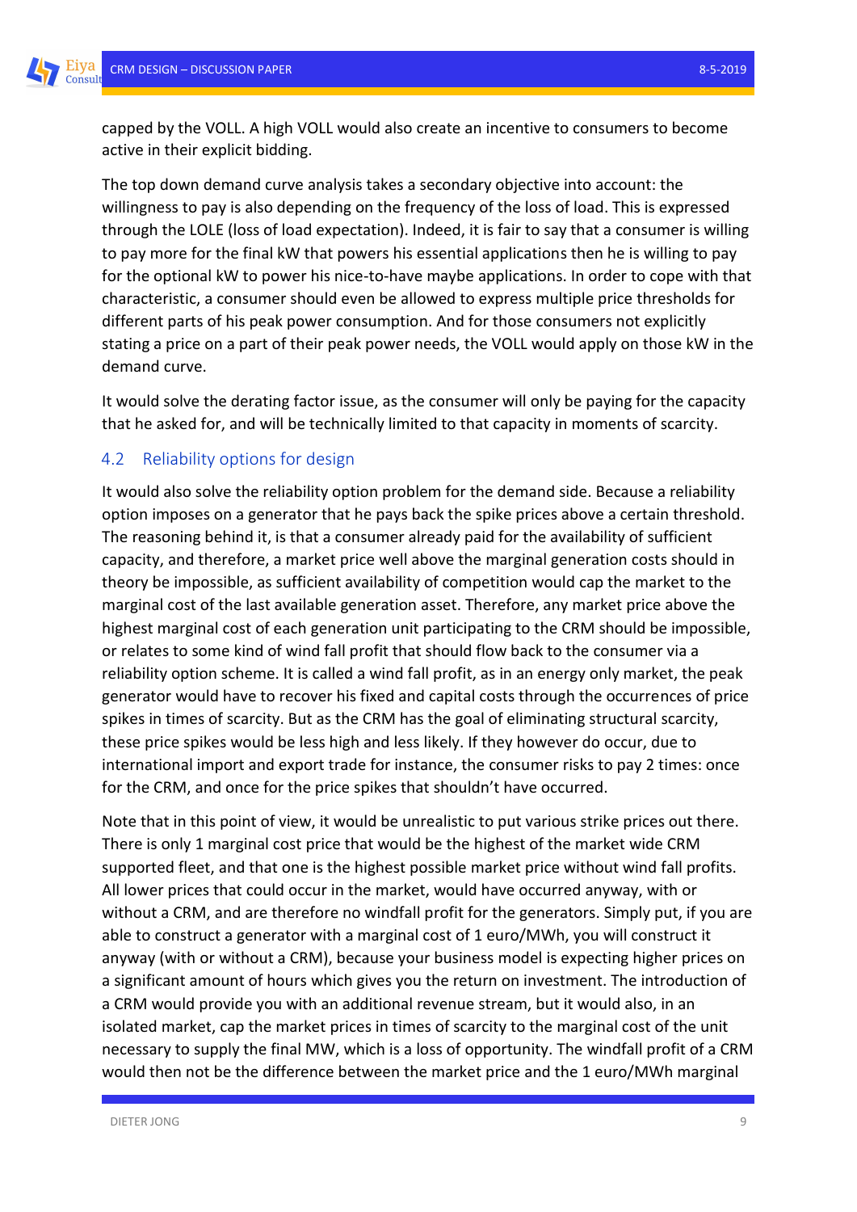capped by the VOLL. A high VOLL would also create an incentive to consumers to become active in their explicit bidding.

The top down demand curve analysis takes a secondary objective into account: the willingness to pay is also depending on the frequency of the loss of load. This is expressed through the LOLE (loss of load expectation). Indeed, it is fair to say that a consumer is willing to pay more for the final kW that powers his essential applications then he is willing to pay for the optional kW to power his nice-to-have maybe applications. In order to cope with that characteristic, a consumer should even be allowed to express multiple price thresholds for different parts of his peak power consumption. And for those consumers not explicitly stating a price on a part of their peak power needs, the VOLL would apply on those kW in the demand curve.

It would solve the derating factor issue, as the consumer will only be paying for the capacity that he asked for, and will be technically limited to that capacity in moments of scarcity.

## 4.2 Reliability options for design

It would also solve the reliability option problem for the demand side. Because a reliability option imposes on a generator that he pays back the spike prices above a certain threshold. The reasoning behind it, is that a consumer already paid for the availability of sufficient capacity, and therefore, a market price well above the marginal generation costs should in theory be impossible, as sufficient availability of competition would cap the market to the marginal cost of the last available generation asset. Therefore, any market price above the highest marginal cost of each generation unit participating to the CRM should be impossible, or relates to some kind of wind fall profit that should flow back to the consumer via a reliability option scheme. It is called a wind fall profit, as in an energy only market, the peak generator would have to recover his fixed and capital costs through the occurrences of price spikes in times of scarcity. But as the CRM has the goal of eliminating structural scarcity, these price spikes would be less high and less likely. If they however do occur, due to international import and export trade for instance, the consumer risks to pay 2 times: once for the CRM, and once for the price spikes that shouldn't have occurred.

Note that in this point of view, it would be unrealistic to put various strike prices out there. There is only 1 marginal cost price that would be the highest of the market wide CRM supported fleet, and that one is the highest possible market price without wind fall profits. All lower prices that could occur in the market, would have occurred anyway, with or without a CRM, and are therefore no windfall profit for the generators. Simply put, if you are able to construct a generator with a marginal cost of 1 euro/MWh, you will construct it anyway (with or without a CRM), because your business model is expecting higher prices on a significant amount of hours which gives you the return on investment. The introduction of a CRM would provide you with an additional revenue stream, but it would also, in an isolated market, cap the market prices in times of scarcity to the marginal cost of the unit necessary to supply the final MW, which is a loss of opportunity. The windfall profit of a CRM would then not be the difference between the market price and the 1 euro/MWh marginal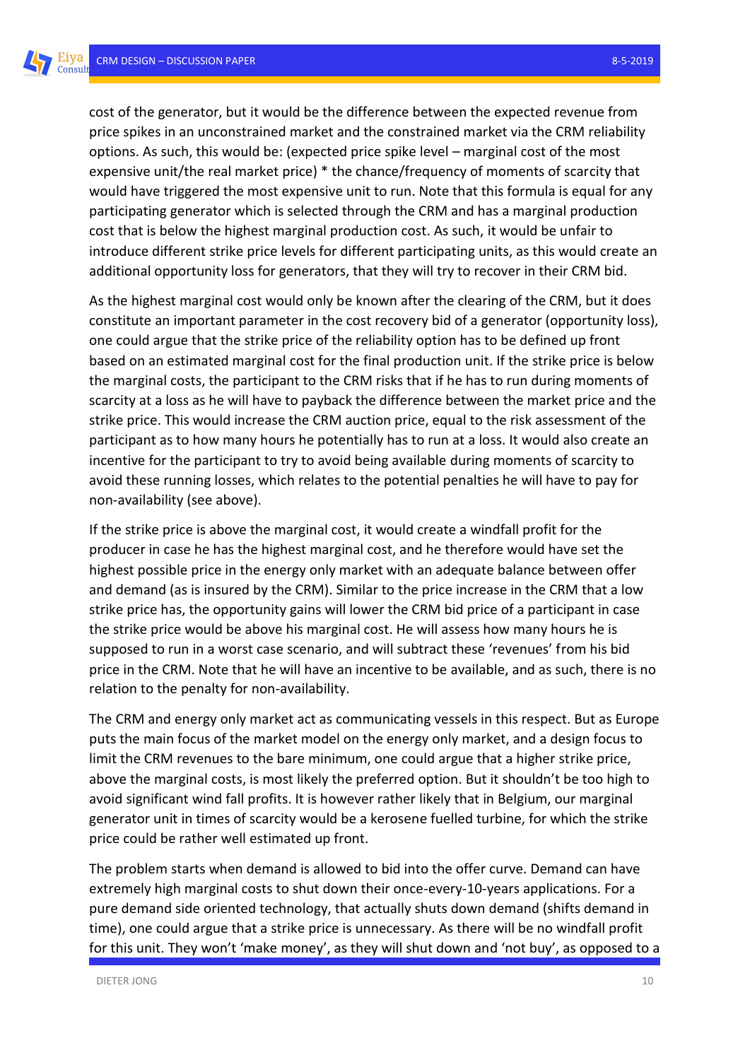cost of the generator, but it would be the difference between the expected revenue from price spikes in an unconstrained market and the constrained market via the CRM reliability options. As such, this would be: (expected price spike level – marginal cost of the most expensive unit/the real market price) * the chance/frequency of moments of scarcity that would have triggered the most expensive unit to run. Note that this formula is equal for any participating generator which is selected through the CRM and has a marginal production cost that is below the highest marginal production cost. As such, it would be unfair to introduce different strike price levels for different participating units, as this would create an additional opportunity loss for generators, that they will try to recover in their CRM bid.

As the highest marginal cost would only be known after the clearing of the CRM, but it does constitute an important parameter in the cost recovery bid of a generator (opportunity loss), one could argue that the strike price of the reliability option has to be defined up front based on an estimated marginal cost for the final production unit. If the strike price is below the marginal costs, the participant to the CRM risks that if he has to run during moments of scarcity at a loss as he will have to payback the difference between the market price and the strike price. This would increase the CRM auction price, equal to the risk assessment of the participant as to how many hours he potentially has to run at a loss. It would also create an incentive for the participant to try to avoid being available during moments of scarcity to avoid these running losses, which relates to the potential penalties he will have to pay for non-availability (see above).

If the strike price is above the marginal cost, it would create a windfall profit for the producer in case he has the highest marginal cost, and he therefore would have set the highest possible price in the energy only market with an adequate balance between offer and demand (as is insured by the CRM). Similar to the price increase in the CRM that a low strike price has, the opportunity gains will lower the CRM bid price of a participant in case the strike price would be above his marginal cost. He will assess how many hours he is supposed to run in a worst case scenario, and will subtract these 'revenues' from his bid price in the CRM. Note that he will have an incentive to be available, and as such, there is no relation to the penalty for non-availability.

The CRM and energy only market act as communicating vessels in this respect. But as Europe puts the main focus of the market model on the energy only market, and a design focus to limit the CRM revenues to the bare minimum, one could argue that a higher strike price, above the marginal costs, is most likely the preferred option. But it shouldn't be too high to avoid significant wind fall profits. It is however rather likely that in Belgium, our marginal generator unit in times of scarcity would be a kerosene fuelled turbine, for which the strike price could be rather well estimated up front.

The problem starts when demand is allowed to bid into the offer curve. Demand can have extremely high marginal costs to shut down their once-every-10-years applications. For a pure demand side oriented technology, that actually shuts down demand (shifts demand in time), one could argue that a strike price is unnecessary. As there will be no windfall profit for this unit. They won't 'make money', as they will shut down and 'not buy', as opposed to a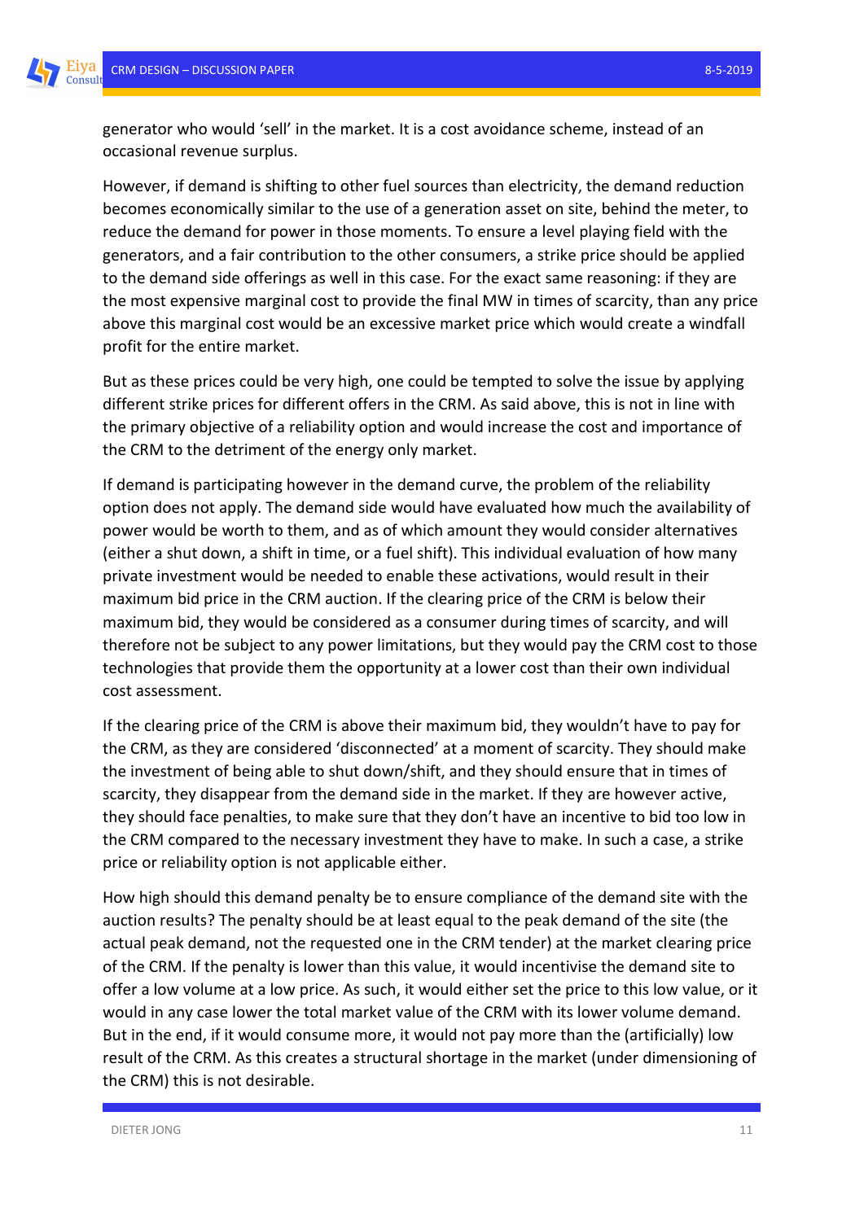generator who would 'sell' in the market. It is a cost avoidance scheme, instead of an occasional revenue surplus.

However, if demand is shifting to other fuel sources than electricity, the demand reduction becomes economically similar to the use of a generation asset on site, behind the meter, to reduce the demand for power in those moments. To ensure a level playing field with the generators, and a fair contribution to the other consumers, a strike price should be applied to the demand side offerings as well in this case. For the exact same reasoning: if they are the most expensive marginal cost to provide the final MW in times of scarcity, than any price above this marginal cost would be an excessive market price which would create a windfall profit for the entire market.

But as these prices could be very high, one could be tempted to solve the issue by applying different strike prices for different offers in the CRM. As said above, this is not in line with the primary objective of a reliability option and would increase the cost and importance of the CRM to the detriment of the energy only market.

If demand is participating however in the demand curve, the problem of the reliability option does not apply. The demand side would have evaluated how much the availability of power would be worth to them, and as of which amount they would consider alternatives (either a shut down, a shift in time, or a fuel shift). This individual evaluation of how many private investment would be needed to enable these activations, would result in their maximum bid price in the CRM auction. If the clearing price of the CRM is below their maximum bid, they would be considered as a consumer during times of scarcity, and will therefore not be subject to any power limitations, but they would pay the CRM cost to those technologies that provide them the opportunity at a lower cost than their own individual cost assessment.

If the clearing price of the CRM is above their maximum bid, they wouldn't have to pay for the CRM, as they are considered 'disconnected' at a moment of scarcity. They should make the investment of being able to shut down/shift, and they should ensure that in times of scarcity, they disappear from the demand side in the market. If they are however active, they should face penalties, to make sure that they don't have an incentive to bid too low in the CRM compared to the necessary investment they have to make. In such a case, a strike price or reliability option is not applicable either.

How high should this demand penalty be to ensure compliance of the demand site with the auction results? The penalty should be at least equal to the peak demand of the site (the actual peak demand, not the requested one in the CRM tender) at the market clearing price of the CRM. If the penalty is lower than this value, it would incentivise the demand site to offer a low volume at a low price. As such, it would either set the price to this low value, or it would in any case lower the total market value of the CRM with its lower volume demand. But in the end, if it would consume more, it would not pay more than the (artificially) low result of the CRM. As this creates a structural shortage in the market (under dimensioning of the CRM) this is not desirable.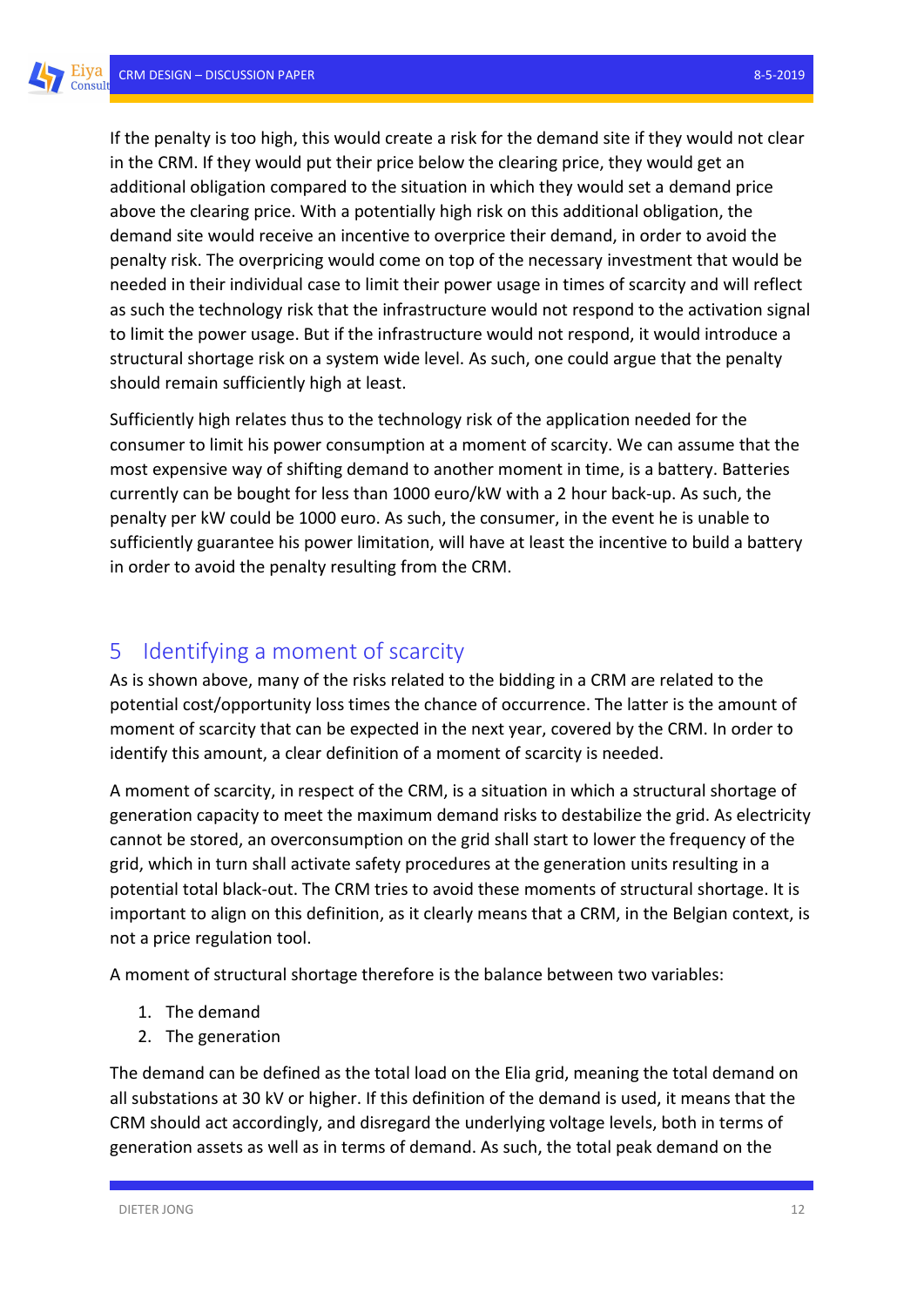If the penalty is too high, this would create a risk for the demand site if they would not clear in the CRM. If they would put their price below the clearing price, they would get an additional obligation compared to the situation in which they would set a demand price above the clearing price. With a potentially high risk on this additional obligation, the demand site would receive an incentive to overprice their demand, in order to avoid the penalty risk. The overpricing would come on top of the necessary investment that would be needed in their individual case to limit their power usage in times of scarcity and will reflect as such the technology risk that the infrastructure would not respond to the activation signal to limit the power usage. But if the infrastructure would not respond, it would introduce a structural shortage risk on a system wide level. As such, one could argue that the penalty should remain sufficiently high at least.

Sufficiently high relates thus to the technology risk of the application needed for the consumer to limit his power consumption at a moment of scarcity. We can assume that the most expensive way of shifting demand to another moment in time, is a battery. Batteries currently can be bought for less than 1000 euro/kW with a 2 hour back-up. As such, the penalty per kW could be 1000 euro. As such, the consumer, in the event he is unable to sufficiently guarantee his power limitation, will have at least the incentive to build a battery in order to avoid the penalty resulting from the CRM.

# 5 Identifying a moment of scarcity

As is shown above, many of the risks related to the bidding in a CRM are related to the potential cost/opportunity loss times the chance of occurrence. The latter is the amount of moment of scarcity that can be expected in the next year, covered by the CRM. In order to identify this amount, a clear definition of a moment of scarcity is needed.

A moment of scarcity, in respect of the CRM, is a situation in which a structural shortage of generation capacity to meet the maximum demand risks to destabilize the grid. As electricity cannot be stored, an overconsumption on the grid shall start to lower the frequency of the grid, which in turn shall activate safety procedures at the generation units resulting in a potential total black-out. The CRM tries to avoid these moments of structural shortage. It is important to align on this definition, as it clearly means that a CRM, in the Belgian context, is not a price regulation tool.

A moment of structural shortage therefore is the balance between two variables:

1. The demand
2. The generation

The demand can be defined as the total load on the Elia grid, meaning the total demand on all substations at 30 kV or higher. If this definition of the demand is used, it means that the CRM should act accordingly, and disregard the underlying voltage levels, both in terms of generation assets as well as in terms of demand. As such, the total peak demand on the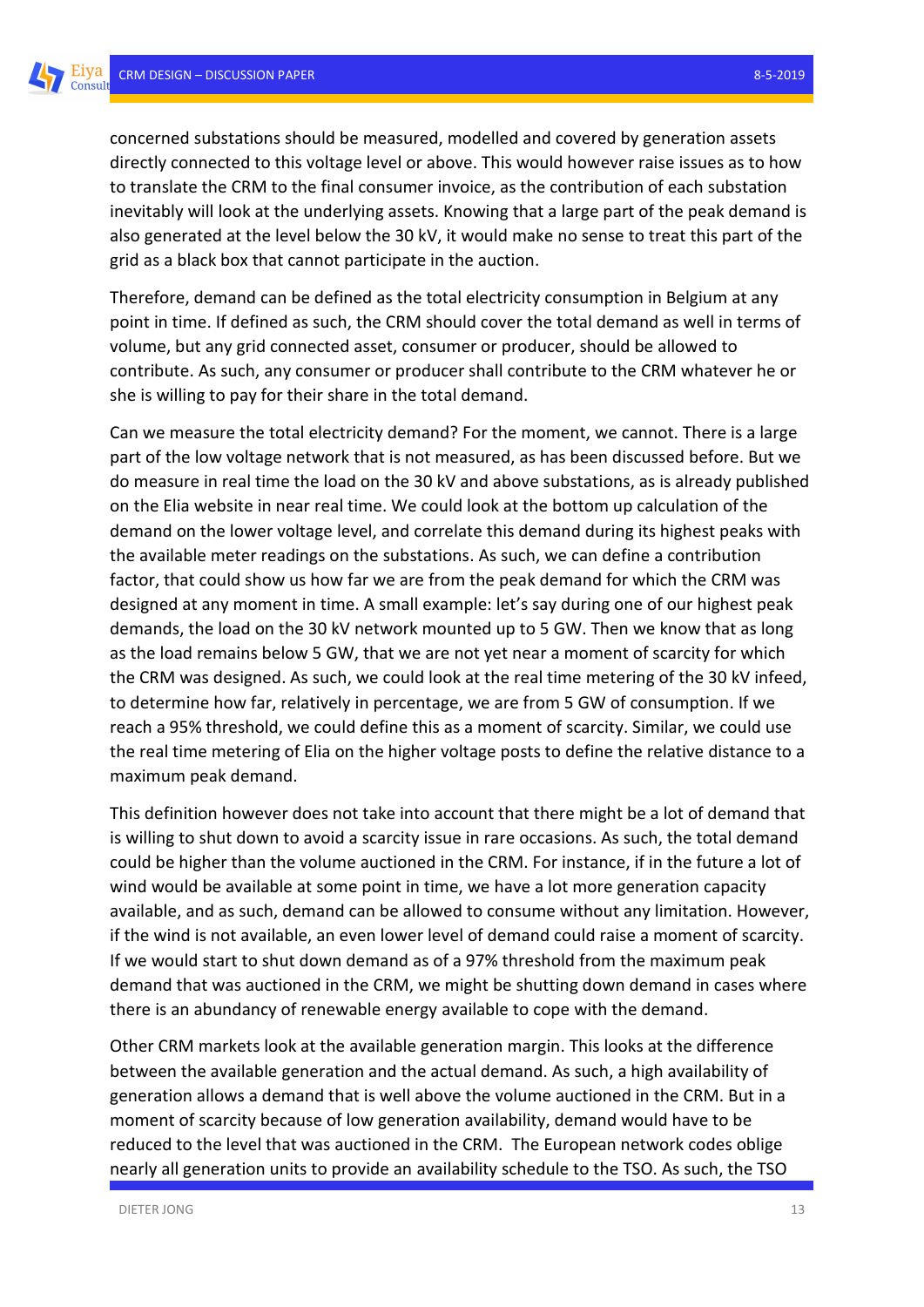concerned substations should be measured, modelled and covered by generation assets directly connected to this voltage level or above. This would however raise issues as to how to translate the CRM to the final consumer invoice, as the contribution of each substation inevitably will look at the underlying assets. Knowing that a large part of the peak demand is also generated at the level below the 30 kV, it would make no sense to treat this part of the grid as a black box that cannot participate in the auction.

Therefore, demand can be defined as the total electricity consumption in Belgium at any point in time. If defined as such, the CRM should cover the total demand as well in terms of volume, but any grid connected asset, consumer or producer, should be allowed to contribute. As such, any consumer or producer shall contribute to the CRM whatever he or she is willing to pay for their share in the total demand.

Can we measure the total electricity demand? For the moment, we cannot. There is a large part of the low voltage network that is not measured, as has been discussed before. But we do measure in real time the load on the 30 kV and above substations, as is already published on the Elia website in near real time. We could look at the bottom up calculation of the demand on the lower voltage level, and correlate this demand during its highest peaks with the available meter readings on the substations. As such, we can define a contribution factor, that could show us how far we are from the peak demand for which the CRM was designed at any moment in time. A small example: let's say during one of our highest peak demands, the load on the 30 kV network mounted up to 5 GW. Then we know that as long as the load remains below 5 GW, that we are not yet near a moment of scarcity for which the CRM was designed. As such, we could look at the real time metering of the 30 kV infeed, to determine how far, relatively in percentage, we are from 5 GW of consumption. If we reach a 95% threshold, we could define this as a moment of scarcity. Similar, we could use the real time metering of Elia on the higher voltage posts to define the relative distance to a maximum peak demand.

This definition however does not take into account that there might be a lot of demand that is willing to shut down to avoid a scarcity issue in rare occasions. As such, the total demand could be higher than the volume auctioned in the CRM. For instance, if in the future a lot of wind would be available at some point in time, we have a lot more generation capacity available, and as such, demand can be allowed to consume without any limitation. However, if the wind is not available, an even lower level of demand could raise a moment of scarcity. If we would start to shut down demand as of a 97% threshold from the maximum peak demand that was auctioned in the CRM, we might be shutting down demand in cases where there is an abundancy of renewable energy available to cope with the demand.

Other CRM markets look at the available generation margin. This looks at the difference between the available generation and the actual demand. As such, a high availability of generation allows a demand that is well above the volume auctioned in the CRM. But in a moment of scarcity because of low generation availability, demand would have to be reduced to the level that was auctioned in the CRM. The European network codes oblige nearly all generation units to provide an availability schedule to the TSO. As such, the TSO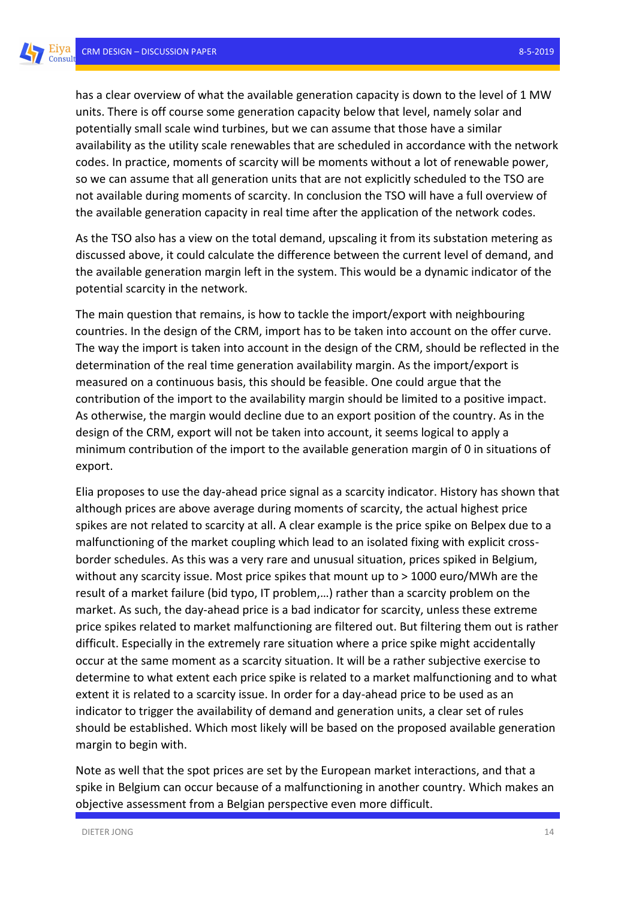has a clear overview of what the available generation capacity is down to the level of 1 MW units. There is off course some generation capacity below that level, namely solar and potentially small scale wind turbines, but we can assume that those have a similar availability as the utility scale renewables that are scheduled in accordance with the network codes. In practice, moments of scarcity will be moments without a lot of renewable power, so we can assume that all generation units that are not explicitly scheduled to the TSO are not available during moments of scarcity. In conclusion the TSO will have a full overview of the available generation capacity in real time after the application of the network codes.

As the TSO also has a view on the total demand, upscaling it from its substation metering as discussed above, it could calculate the difference between the current level of demand, and the available generation margin left in the system. This would be a dynamic indicator of the potential scarcity in the network.

The main question that remains, is how to tackle the import/export with neighbouring countries. In the design of the CRM, import has to be taken into account on the offer curve. The way the import is taken into account in the design of the CRM, should be reflected in the determination of the real time generation availability margin. As the import/export is measured on a continuous basis, this should be feasible. One could argue that the contribution of the import to the availability margin should be limited to a positive impact. As otherwise, the margin would decline due to an export position of the country. As in the design of the CRM, export will not be taken into account, it seems logical to apply a minimum contribution of the import to the available generation margin of 0 in situations of export.

Elia proposes to use the day-ahead price signal as a scarcity indicator. History has shown that although prices are above average during moments of scarcity, the actual highest price spikes are not related to scarcity at all. A clear example is the price spike on Belpex due to a malfunctioning of the market coupling which lead to an isolated fixing with explicit cross-border schedules. As this was a very rare and unusual situation, prices spiked in Belgium, without any scarcity issue. Most price spikes that mount up to > 1000 euro/MWh are the result of a market failure (bid typo, IT problem,…) rather than a scarcity problem on the market. As such, the day-ahead price is a bad indicator for scarcity, unless these extreme price spikes related to market malfunctioning are filtered out. But filtering them out is rather difficult. Especially in the extremely rare situation where a price spike might accidentally occur at the same moment as a scarcity situation. It will be a rather subjective exercise to determine to what extent each price spike is related to a market malfunctioning and to what extent it is related to a scarcity issue. In order for a day-ahead price to be used as an indicator to trigger the availability of demand and generation units, a clear set of rules should be established. Which most likely will be based on the proposed available generation margin to begin with.

Note as well that the spot prices are set by the European market interactions, and that a spike in Belgium can occur because of a malfunctioning in another country. Which makes an objective assessment from a Belgian perspective even more difficult.